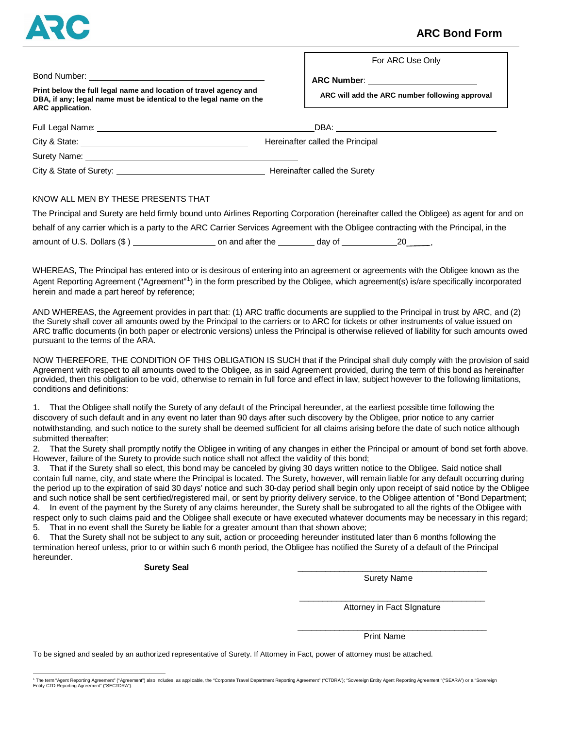ARC

# ARC Bond Form

| For ARC Use Only |
|---|
| **ARC Number**: ______________________ |
| **ARC will add the ARC number following approval** |

Bond Number: ________________________________

**Print below the full legal name and location of travel agency and DBA, if any; legal name must be identical to the legal name on the ARC application**.

Full Legal Name: ________________________________ DBA: ________________________________

City & State: ________________________________ Hereinafter called the Principal

Surety Name: ________________________________

City & State of Surety: ________________________________ Hereinafter called the Surety

KNOW ALL MEN BY THESE PRESENTS THAT

The Principal and Surety are held firmly bound unto Airlines Reporting Corporation (hereinafter called the Obligee) as agent for and on behalf of any carrier which is a party to the ARC Carrier Services Agreement with the Obligee contracting with the Principal, in the amount of U.S. Dollars ($ ) ________________ on and after the ________ day of ____________ 20_____.

WHEREAS, The Principal has entered into or is desirous of entering into an agreement or agreements with the Obligee known as the Agent Reporting Agreement ("Agreement"[1]) in the form prescribed by the Obligee, which agreement(s) is/are specifically incorporated herein and made a part hereof by reference;

AND WHEREAS, the Agreement provides in part that: (1) ARC traffic documents are supplied to the Principal in trust by ARC, and (2) the Surety shall cover all amounts owed by the Principal to the carriers or to ARC for tickets or other instruments of value issued on ARC traffic documents (in both paper or electronic versions) unless the Principal is otherwise relieved of liability for such amounts owed pursuant to the terms of the ARA.

NOW THEREFORE, THE CONDITION OF THIS OBLIGATION IS SUCH that if the Principal shall duly comply with the provision of said Agreement with respect to all amounts owed to the Obligee, as in said Agreement provided, during the term of this bond as hereinafter provided, then this obligation to be void, otherwise to remain in full force and effect in law, subject however to the following limitations, conditions and definitions:

1. That the Obligee shall notify the Surety of any default of the Principal hereunder, at the earliest possible time following the discovery of such default and in any event no later than 90 days after such discovery by the Obligee, prior notice to any carrier notwithstanding, and such notice to the surety shall be deemed sufficient for all claims arising before the date of such notice although submitted thereafter;
2. That the Surety shall promptly notify the Obligee in writing of any changes in either the Principal or amount of bond set forth above. However, failure of the Surety to provide such notice shall not affect the validity of this bond;
3. That if the Surety shall so elect, this bond may be canceled by giving 30 days written notice to the Obligee. Said notice shall contain full name, city, and state where the Principal is located. The Surety, however, will remain liable for any default occurring during the period up to the expiration of said 30 days' notice and such 30-day period shall begin only upon receipt of said notice by the Obligee and such notice shall be sent certified/registered mail, or sent by priority delivery service, to the Obligee attention of "Bond Department;
4. In event of the payment by the Surety of any claims hereunder, the Surety shall be subrogated to all the rights of the Obligee with respect only to such claims paid and the Obligee shall execute or have executed whatever documents may be necessary in this regard;
5. That in no event shall the Surety be liable for a greater amount than that shown above;
6. That the Surety shall not be subject to any suit, action or proceeding hereunder instituted later than 6 months following the termination hereof unless, prior to or within such 6 month period, the Obligee has notified the Surety of a default of the Principal hereunder.

**Surety Seal**

________________________________________
Surety Name

________________________________________
Attorney in Fact SIgnature

________________________________________
Print Name

To be signed and sealed by an authorized representative of Surety. If Attorney in Fact, power of attorney must be attached.

[1] The term "Agent Reporting Agreement" ("Agreement") also includes, as applicable, the "Corporate Travel Department Reporting Agreement" ("CTDRA"); "Sovereign Entity Agent Reporting Agreement "("SEARA") or a "Sovereign Entity CTD Reporting Agreement" ("SECTDRA").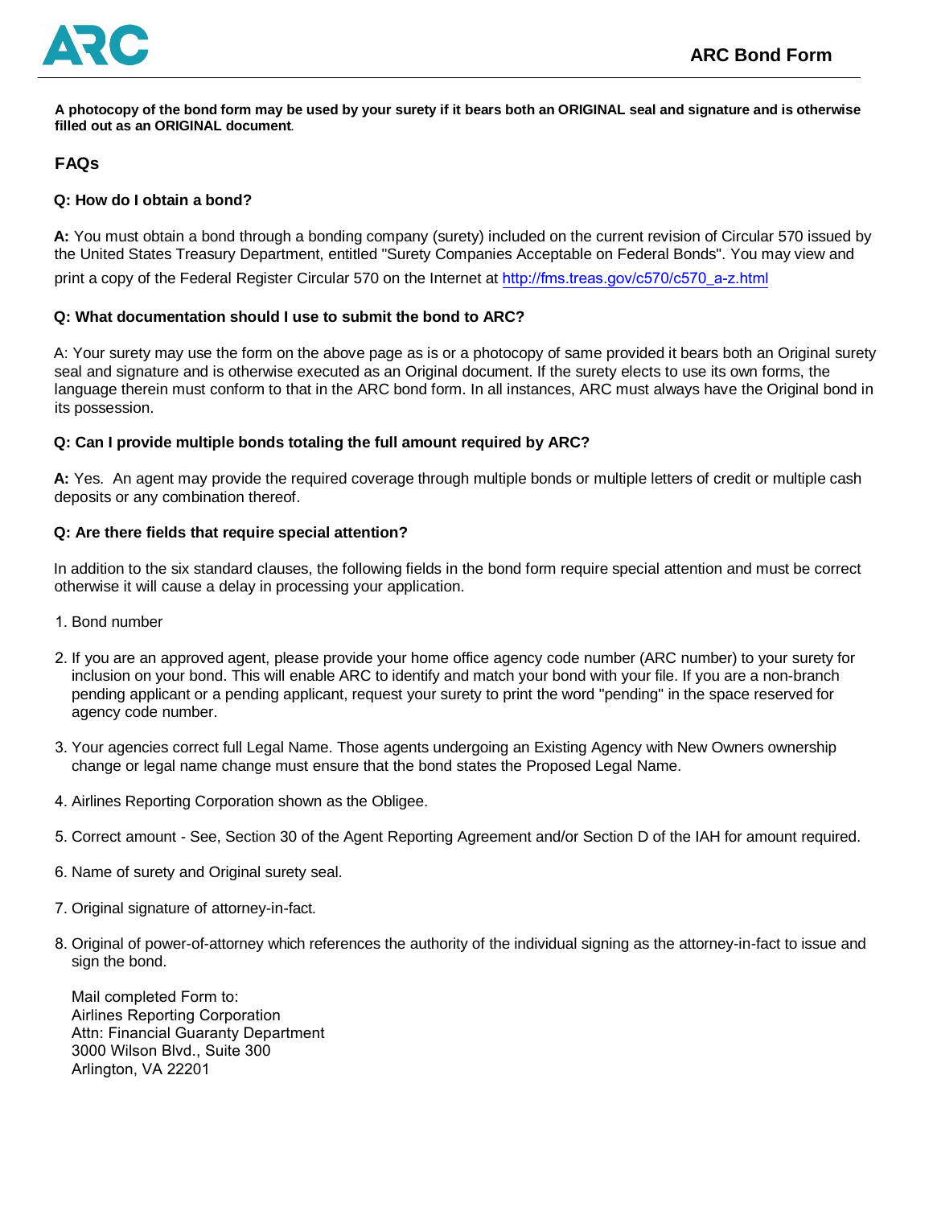**A photocopy of the bond form may be used by your surety if it bears both an ORIGINAL seal and signature and is otherwise filled out as an ORIGINAL document**.

## FAQs

**Q: How do I obtain a bond?**

**A:** You must obtain a bond through a bonding company (surety) included on the current revision of Circular 570 issued by the United States Treasury Department, entitled "Surety Companies Acceptable on Federal Bonds". You may view and print a copy of the Federal Register Circular 570 on the Internet at http://fms.treas.gov/c570/c570_a-z.html

**Q: What documentation should I use to submit the bond to ARC?**

A: Your surety may use the form on the above page as is or a photocopy of same provided it bears both an Original surety seal and signature and is otherwise executed as an Original document. If the surety elects to use its own forms, the language therein must conform to that in the ARC bond form. In all instances, ARC must always have the Original bond in its possession.

**Q: Can I provide multiple bonds totaling the full amount required by ARC?**

**A:** Yes. An agent may provide the required coverage through multiple bonds or multiple letters of credit or multiple cash deposits or any combination thereof.

**Q: Are there fields that require special attention?**

In addition to the six standard clauses, the following fields in the bond form require special attention and must be correct otherwise it will cause a delay in processing your application.

1. Bond number
2. If you are an approved agent, please provide your home office agency code number (ARC number) to your surety for inclusion on your bond. This will enable ARC to identify and match your bond with your file. If you are a non-branch pending applicant or a pending applicant, request your surety to print the word "pending" in the space reserved for agency code number.
3. Your agencies correct full Legal Name. Those agents undergoing an Existing Agency with New Owners ownership change or legal name change must ensure that the bond states the Proposed Legal Name.
4. Airlines Reporting Corporation shown as the Obligee.
5. Correct amount - See, Section 30 of the Agent Reporting Agreement and/or Section D of the IAH for amount required.
6. Name of surety and Original surety seal.
7. Original signature of attorney-in-fact.
8. Original of power-of-attorney which references the authority of the individual signing as the attorney-in-fact to issue and sign the bond.

Mail completed Form to:
Airlines Reporting Corporation
Attn: Financial Guaranty Department
3000 Wilson Blvd., Suite 300
Arlington, VA 22201